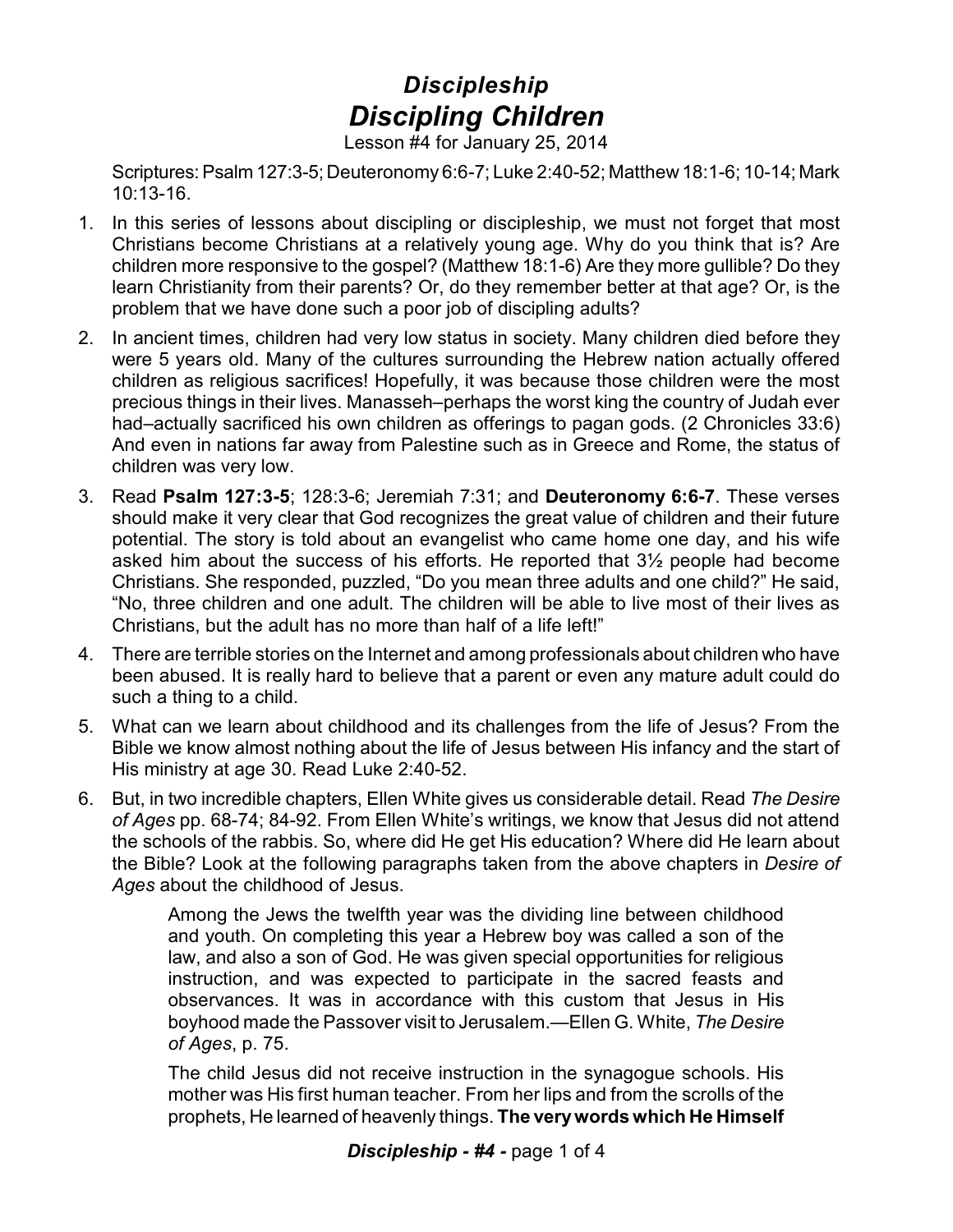# *Discipleship*

## *Discipling Children*

Lesson #4 for January 25, 2014

Scriptures: Psalm 127:3-5; Deuteronomy 6:6-7; Luke 2:40-52; Matthew 18:1-6; 10-14; Mark 10:13-16.

1. In this series of lessons about discipling or discipleship, we must not forget that most Christians become Christians at a relatively young age. Why do you think that is? Are children more responsive to the gospel? (Matthew 18:1-6) Are they more gullible? Do they learn Christianity from their parents? Or, do they remember better at that age? Or, is the problem that we have done such a poor job of discipling adults?

2. In ancient times, children had very low status in society. Many children died before they were 5 years old. Many of the cultures surrounding the Hebrew nation actually offered children as religious sacrifices! Hopefully, it was because those children were the most precious things in their lives. Manasseh–perhaps the worst king the country of Judah ever had–actually sacrificed his own children as offerings to pagan gods. (2 Chronicles 33:6) And even in nations far away from Palestine such as in Greece and Rome, the status of children was very low.

3. Read **Psalm 127:3-5**; 128:3-6; Jeremiah 7:31; and **Deuteronomy 6:6-7**. These verses should make it very clear that God recognizes the great value of children and their future potential. The story is told about an evangelist who came home one day, and his wife asked him about the success of his efforts. He reported that 3½ people had become Christians. She responded, puzzled, "Do you mean three adults and one child?" He said, "No, three children and one adult. The children will be able to live most of their lives as Christians, but the adult has no more than half of a life left!"

4. There are terrible stories on the Internet and among professionals about children who have been abused. It is really hard to believe that a parent or even any mature adult could do such a thing to a child.

5. What can we learn about childhood and its challenges from the life of Jesus? From the Bible we know almost nothing about the life of Jesus between His infancy and the start of His ministry at age 30. Read Luke 2:40-52.

6. But, in two incredible chapters, Ellen White gives us considerable detail. Read *The Desire of Ages* pp. 68-74; 84-92. From Ellen White's writings, we know that Jesus did not attend the schools of the rabbis. So, where did He get His education? Where did He learn about the Bible? Look at the following paragraphs taken from the above chapters in *Desire of Ages* about the childhood of Jesus.

    Among the Jews the twelfth year was the dividing line between childhood and youth. On completing this year a Hebrew boy was called a son of the law, and also a son of God. He was given special opportunities for religious instruction, and was expected to participate in the sacred feasts and observances. It was in accordance with this custom that Jesus in His boyhood made the Passover visit to Jerusalem.—Ellen G. White, *The Desire of Ages*, p. 75.

    The child Jesus did not receive instruction in the synagogue schools. His mother was His first human teacher. From her lips and from the scrolls of the prophets, He learned of heavenly things. **The very words which He Himself**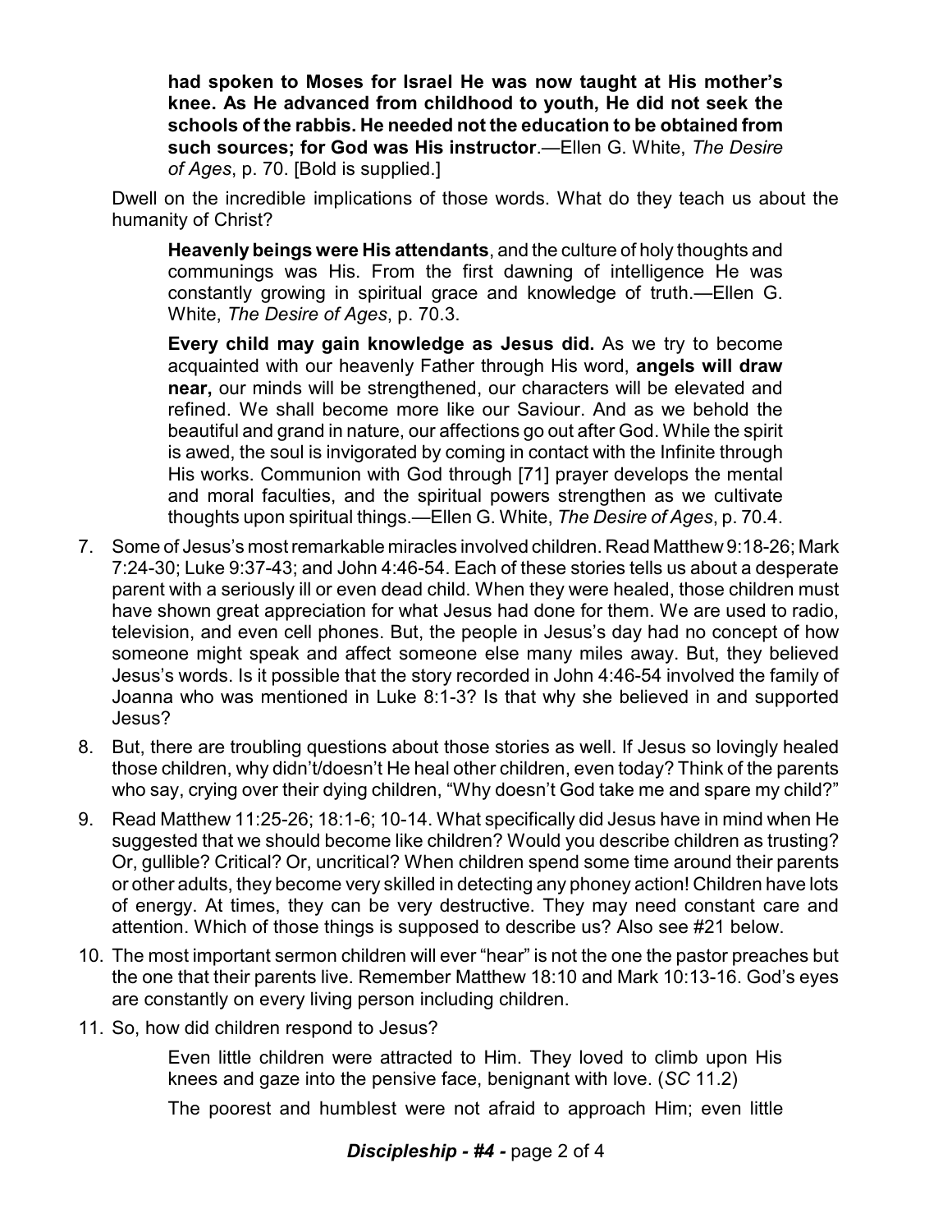> **had spoken to Moses for Israel He was now taught at His mother's knee. As He advanced from childhood to youth, He did not seek the schools of the rabbis. He needed not the education to be obtained from such sources; for God was His instructor**.—Ellen G. White, *The Desire of Ages*, p. 70. [Bold is supplied.]

Dwell on the incredible implications of those words. What do they teach us about the humanity of Christ?

> **Heavenly beings were His attendants**, and the culture of holy thoughts and communings was His. From the first dawning of intelligence He was constantly growing in spiritual grace and knowledge of truth.—Ellen G. White, *The Desire of Ages*, p. 70.3.
>
> **Every child may gain knowledge as Jesus did.** As we try to become acquainted with our heavenly Father through His word, **angels will draw near,** our minds will be strengthened, our characters will be elevated and refined. We shall become more like our Saviour. And as we behold the beautiful and grand in nature, our affections go out after God. While the spirit is awed, the soul is invigorated by coming in contact with the Infinite through His works. Communion with God through [71] prayer develops the mental and moral faculties, and the spiritual powers strengthen as we cultivate thoughts upon spiritual things.—Ellen G. White, *The Desire of Ages*, p. 70.4.

7. Some of Jesus's most remarkable miracles involved children. Read Matthew 9:18-26; Mark 7:24-30; Luke 9:37-43; and John 4:46-54. Each of these stories tells us about a desperate parent with a seriously ill or even dead child. When they were healed, those children must have shown great appreciation for what Jesus had done for them. We are used to radio, television, and even cell phones. But, the people in Jesus's day had no concept of how someone might speak and affect someone else many miles away. But, they believed Jesus's words. Is it possible that the story recorded in John 4:46-54 involved the family of Joanna who was mentioned in Luke 8:1-3? Is that why she believed in and supported Jesus?
8. But, there are troubling questions about those stories as well. If Jesus so lovingly healed those children, why didn't/doesn't He heal other children, even today? Think of the parents who say, crying over their dying children, "Why doesn't God take me and spare my child?"
9. Read Matthew 11:25-26; 18:1-6; 10-14. What specifically did Jesus have in mind when He suggested that we should become like children? Would you describe children as trusting? Or, gullible? Critical? Or, uncritical? When children spend some time around their parents or other adults, they become very skilled in detecting any phoney action! Children have lots of energy. At times, they can be very destructive. They may need constant care and attention. Which of those things is supposed to describe us? Also see #21 below.
10. The most important sermon children will ever "hear" is not the one the pastor preaches but the one that their parents live. Remember Matthew 18:10 and Mark 10:13-16. God's eyes are constantly on every living person including children.
11. So, how did children respond to Jesus?

> Even little children were attracted to Him. They loved to climb upon His knees and gaze into the pensive face, benignant with love. (*SC* 11.2)
>
> The poorest and humblest were not afraid to approach Him; even little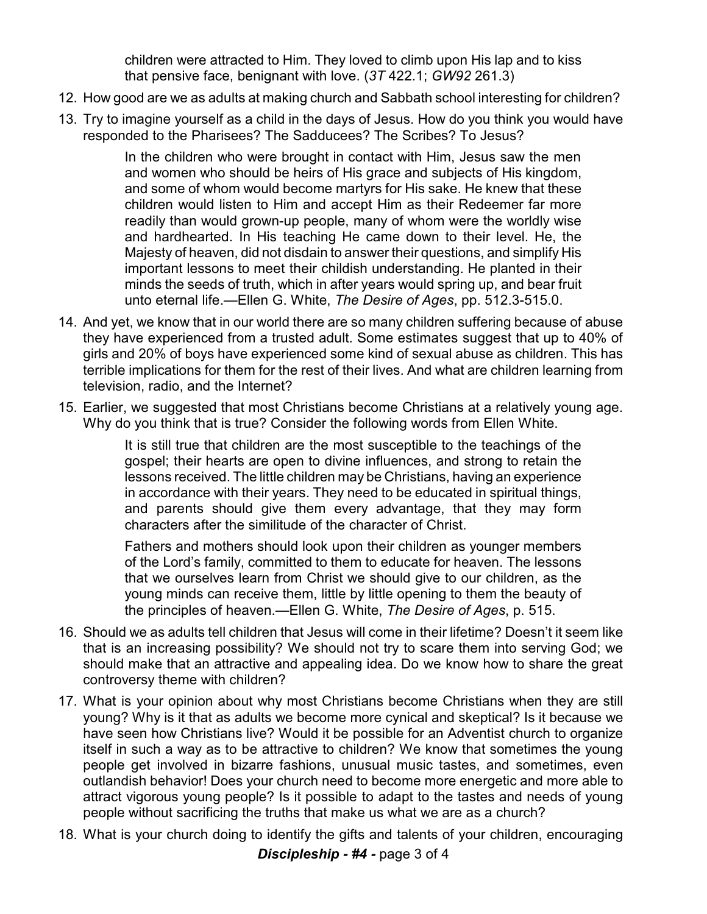> children were attracted to Him. They loved to climb upon His lap and to kiss that pensive face, benignant with love. (*3T* 422.1; *GW92* 261.3)

12. How good are we as adults at making church and Sabbath school interesting for children?
13. Try to imagine yourself as a child in the days of Jesus. How do you think you would have responded to the Pharisees? The Sadducees? The Scribes? To Jesus?

> In the children who were brought in contact with Him, Jesus saw the men and women who should be heirs of His grace and subjects of His kingdom, and some of whom would become martyrs for His sake. He knew that these children would listen to Him and accept Him as their Redeemer far more readily than would grown-up people, many of whom were the worldly wise and hardhearted. In His teaching He came down to their level. He, the Majesty of heaven, did not disdain to answer their questions, and simplify His important lessons to meet their childish understanding. He planted in their minds the seeds of truth, which in after years would spring up, and bear fruit unto eternal life.—Ellen G. White, *The Desire of Ages*, pp. 512.3-515.0.

14. And yet, we know that in our world there are so many children suffering because of abuse they have experienced from a trusted adult. Some estimates suggest that up to 40% of girls and 20% of boys have experienced some kind of sexual abuse as children. This has terrible implications for them for the rest of their lives. And what are children learning from television, radio, and the Internet?
15. Earlier, we suggested that most Christians become Christians at a relatively young age. Why do you think that is true? Consider the following words from Ellen White.

> It is still true that children are the most susceptible to the teachings of the gospel; their hearts are open to divine influences, and strong to retain the lessons received. The little children may be Christians, having an experience in accordance with their years. They need to be educated in spiritual things, and parents should give them every advantage, that they may form characters after the similitude of the character of Christ.
>
> Fathers and mothers should look upon their children as younger members of the Lord's family, committed to them to educate for heaven. The lessons that we ourselves learn from Christ we should give to our children, as the young minds can receive them, little by little opening to them the beauty of the principles of heaven.—Ellen G. White, *The Desire of Ages*, p. 515.

16. Should we as adults tell children that Jesus will come in their lifetime? Doesn't it seem like that is an increasing possibility? We should not try to scare them into serving God; we should make that an attractive and appealing idea. Do we know how to share the great controversy theme with children?
17. What is your opinion about why most Christians become Christians when they are still young? Why is it that as adults we become more cynical and skeptical? Is it because we have seen how Christians live? Would it be possible for an Adventist church to organize itself in such a way as to be attractive to children? We know that sometimes the young people get involved in bizarre fashions, unusual music tastes, and sometimes, even outlandish behavior! Does your church need to become more energetic and more able to attract vigorous young people? Is it possible to adapt to the tastes and needs of young people without sacrificing the truths that make us what we are as a church?
18. What is your church doing to identify the gifts and talents of your children, encouraging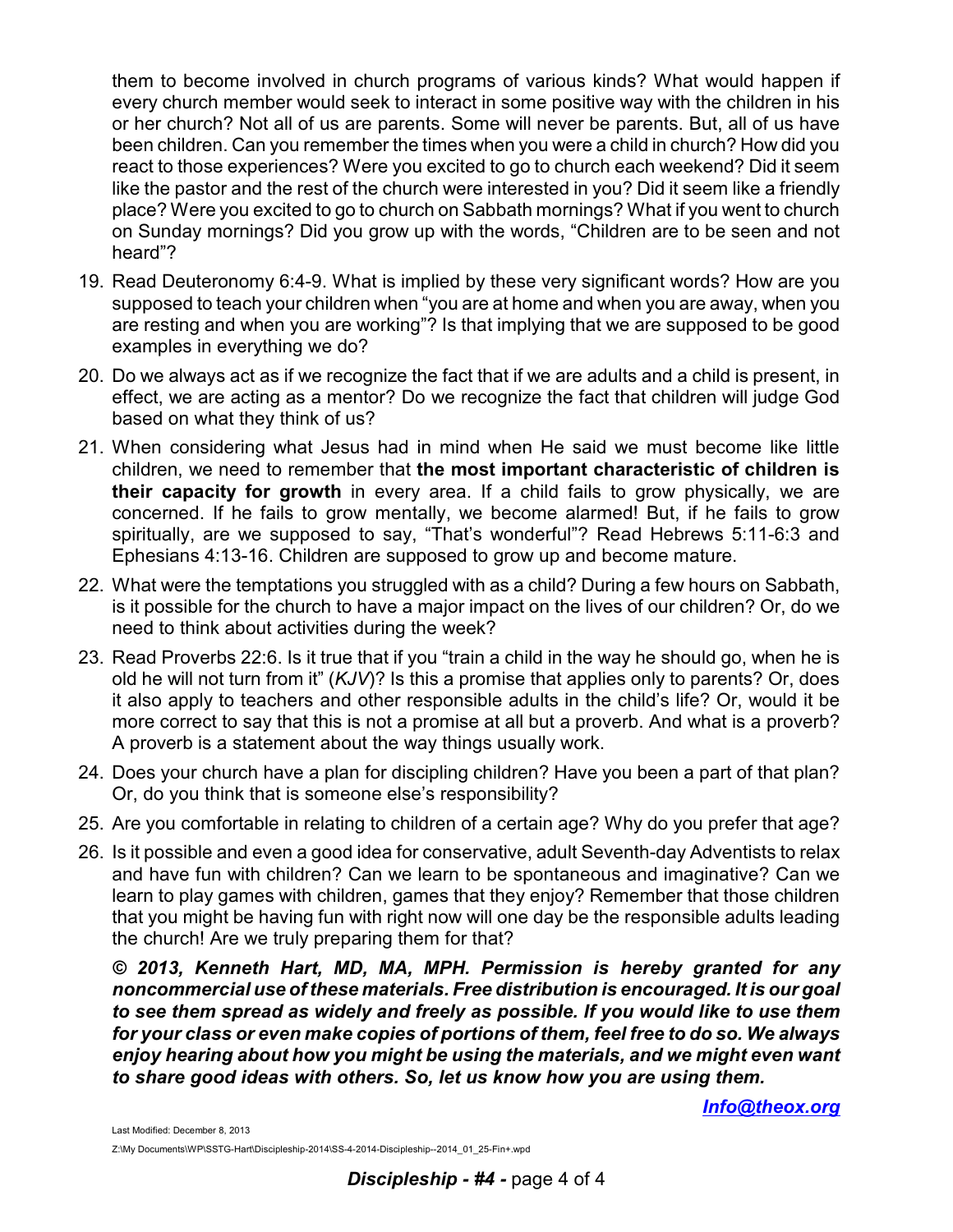them to become involved in church programs of various kinds? What would happen if every church member would seek to interact in some positive way with the children in his or her church? Not all of us are parents. Some will never be parents. But, all of us have been children. Can you remember the times when you were a child in church? How did you react to those experiences? Were you excited to go to church each weekend? Did it seem like the pastor and the rest of the church were interested in you? Did it seem like a friendly place? Were you excited to go to church on Sabbath mornings? What if you went to church on Sunday mornings? Did you grow up with the words, "Children are to be seen and not heard"?

19. Read Deuteronomy 6:4-9. What is implied by these very significant words? How are you supposed to teach your children when "you are at home and when you are away, when you are resting and when you are working"? Is that implying that we are supposed to be good examples in everything we do?

20. Do we always act as if we recognize the fact that if we are adults and a child is present, in effect, we are acting as a mentor? Do we recognize the fact that children will judge God based on what they think of us?

21. When considering what Jesus had in mind when He said we must become like little children, we need to remember that **the most important characteristic of children is their capacity for growth** in every area. If a child fails to grow physically, we are concerned. If he fails to grow mentally, we become alarmed! But, if he fails to grow spiritually, are we supposed to say, "That's wonderful"? Read Hebrews 5:11-6:3 and Ephesians 4:13-16. Children are supposed to grow up and become mature.

22. What were the temptations you struggled with as a child? During a few hours on Sabbath, is it possible for the church to have a major impact on the lives of our children? Or, do we need to think about activities during the week?

23. Read Proverbs 22:6. Is it true that if you "train a child in the way he should go, when he is old he will not turn from it" (*KJV*)? Is this a promise that applies only to parents? Or, does it also apply to teachers and other responsible adults in the child's life? Or, would it be more correct to say that this is not a promise at all but a proverb. And what is a proverb? A proverb is a statement about the way things usually work.

24. Does your church have a plan for discipling children? Have you been a part of that plan? Or, do you think that is someone else's responsibility?

25. Are you comfortable in relating to children of a certain age? Why do you prefer that age?

26. Is it possible and even a good idea for conservative, adult Seventh-day Adventists to relax and have fun with children? Can we learn to be spontaneous and imaginative? Can we learn to play games with children, games that they enjoy? Remember that those children that you might be having fun with right now will one day be the responsible adults leading the church! Are we truly preparing them for that?

***© 2013, Kenneth Hart, MD, MA, MPH. Permission is hereby granted for any noncommercial use of these materials. Free distribution is encouraged. It is our goal to see them spread as widely and freely as possible. If you would like to use them for your class or even make copies of portions of them, feel free to do so. We always enjoy hearing about how you might be using the materials, and we might even want to share good ideas with others. So, let us know how you are using them.***

***Info@theox.org***

Last Modified: December 8, 2013

Z:\My Documents\WP\SSTG-Hart\Discipleship-2014\SS-4-2014-Discipleship--2014_01_25-Fin+.wpd